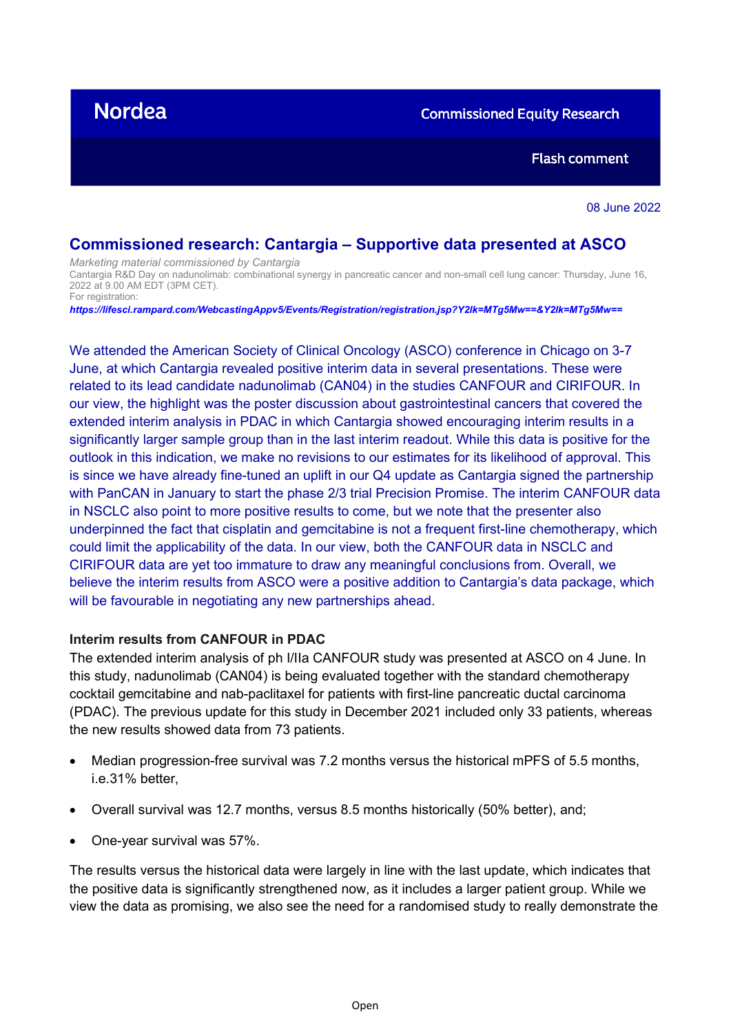Nordea

Commissioned Equity Research

Flash comment

08 June 2022

# Commissioned research: Cantargia – Supportive data presented at ASCO

*Marketing material commissioned by Cantargia*

Cantargia R&D Day on nadunolimab: combinational synergy in pancreatic cancer and non-small cell lung cancer: Thursday, June 16, 2022 at 9.00 AM EDT (3PM CET).

For registration:

***https://lifesci.rampard.com/WebcastingAppv5/Events/Registration/registration.jsp?Y2lk=MTg5Mw==&Y2lk=MTg5Mw==***

We attended the American Society of Clinical Oncology (ASCO) conference in Chicago on 3-7 June, at which Cantargia revealed positive interim data in several presentations. These were related to its lead candidate nadunolimab (CAN04) in the studies CANFOUR and CIRIFOUR. In our view, the highlight was the poster discussion about gastrointestinal cancers that covered the extended interim analysis in PDAC in which Cantargia showed encouraging interim results in a significantly larger sample group than in the last interim readout. While this data is positive for the outlook in this indication, we make no revisions to our estimates for its likelihood of approval. This is since we have already fine-tuned an uplift in our Q4 update as Cantargia signed the partnership with PanCAN in January to start the phase 2/3 trial Precision Promise. The interim CANFOUR data in NSCLC also point to more positive results to come, but we note that the presenter also underpinned the fact that cisplatin and gemcitabine is not a frequent first-line chemotherapy, which could limit the applicability of the data. In our view, both the CANFOUR data in NSCLC and CIRIFOUR data are yet too immature to draw any meaningful conclusions from. Overall, we believe the interim results from ASCO were a positive addition to Cantargia's data package, which will be favourable in negotiating any new partnerships ahead.

**Interim results from CANFOUR in PDAC**

The extended interim analysis of ph I/IIa CANFOUR study was presented at ASCO on 4 June. In this study, nadunolimab (CAN04) is being evaluated together with the standard chemotherapy cocktail gemcitabine and nab-paclitaxel for patients with first-line pancreatic ductal carcinoma (PDAC). The previous update for this study in December 2021 included only 33 patients, whereas the new results showed data from 73 patients.

- Median progression-free survival was 7.2 months versus the historical mPFS of 5.5 months, i.e.31% better,
- Overall survival was 12.7 months, versus 8.5 months historically (50% better), and;
- One-year survival was 57%.

The results versus the historical data were largely in line with the last update, which indicates that the positive data is significantly strengthened now, as it includes a larger patient group. While we view the data as promising, we also see the need for a randomised study to really demonstrate the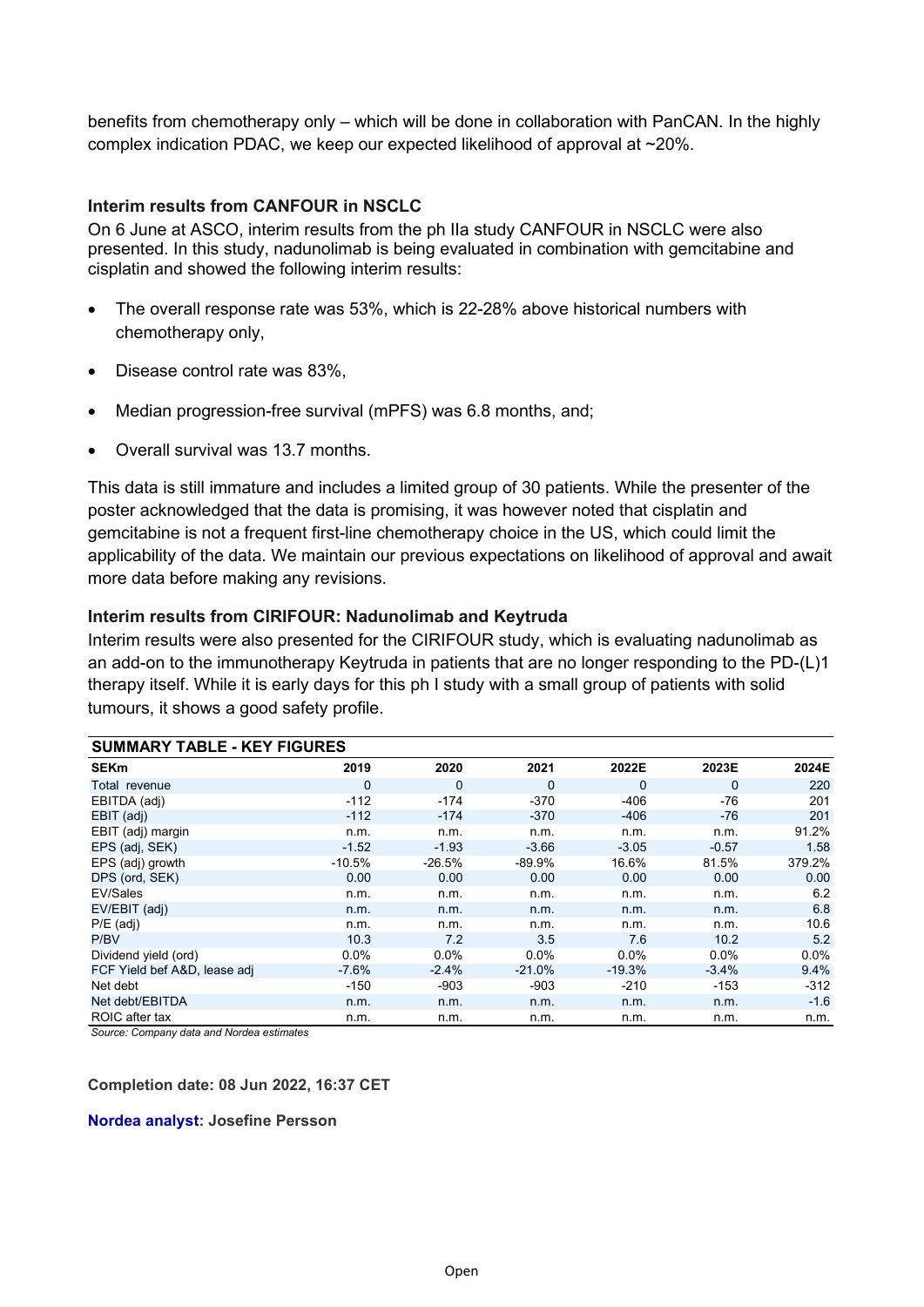benefits from chemotherapy only – which will be done in collaboration with PanCAN. In the highly complex indication PDAC, we keep our expected likelihood of approval at ~20%.

### Interim results from CANFOUR in NSCLC

On 6 June at ASCO, interim results from the ph IIa study CANFOUR in NSCLC were also presented. In this study, nadunolimab is being evaluated in combination with gemcitabine and cisplatin and showed the following interim results:

- The overall response rate was 53%, which is 22-28% above historical numbers with chemotherapy only,
- Disease control rate was 83%,
- Median progression-free survival (mPFS) was 6.8 months, and;
- Overall survival was 13.7 months.

This data is still immature and includes a limited group of 30 patients. While the presenter of the poster acknowledged that the data is promising, it was however noted that cisplatin and gemcitabine is not a frequent first-line chemotherapy choice in the US, which could limit the applicability of the data. We maintain our previous expectations on likelihood of approval and await more data before making any revisions.

### Interim results from CIRIFOUR: Nadunolimab and Keytruda

Interim results were also presented for the CIRIFOUR study, which is evaluating nadunolimab as an add-on to the immunotherapy Keytruda in patients that are no longer responding to the PD-(L)1 therapy itself. While it is early days for this ph I study with a small group of patients with solid tumours, it shows a good safety profile.

**SUMMARY TABLE - KEY FIGURES**

| SEKm | 2019 | 2020 | 2021 | 2022E | 2023E | 2024E |
|---|---|---|---|---|---|---|
| Total revenue | 0 | 0 | 0 | 0 | 0 | 220 |
| EBITDA (adj) | -112 | -174 | -370 | -406 | -76 | 201 |
| EBIT (adj) | -112 | -174 | -370 | -406 | -76 | 201 |
| EBIT (adj) margin | n.m. | n.m. | n.m. | n.m. | n.m. | 91.2% |
| EPS (adj, SEK) | -1.52 | -1.93 | -3.66 | -3.05 | -0.57 | 1.58 |
| EPS (adj) growth | -10.5% | -26.5% | -89.9% | 16.6% | 81.5% | 379.2% |
| DPS (ord, SEK) | 0.00 | 0.00 | 0.00 | 0.00 | 0.00 | 0.00 |
| EV/Sales | n.m. | n.m. | n.m. | n.m. | n.m. | 6.2 |
| EV/EBIT (adj) | n.m. | n.m. | n.m. | n.m. | n.m. | 6.8 |
| P/E (adj) | n.m. | n.m. | n.m. | n.m. | n.m. | 10.6 |
| P/BV | 10.3 | 7.2 | 3.5 | 7.6 | 10.2 | 5.2 |
| Dividend yield (ord) | 0.0% | 0.0% | 0.0% | 0.0% | 0.0% | 0.0% |
| FCF Yield bef A&D, lease adj | -7.6% | -2.4% | -21.0% | -19.3% | -3.4% | 9.4% |
| Net debt | -150 | -903 | -903 | -210 | -153 | -312 |
| Net debt/EBITDA | n.m. | n.m. | n.m. | n.m. | n.m. | -1.6 |
| ROIC after tax | n.m. | n.m. | n.m. | n.m. | n.m. | n.m. |

*Source: Company data and Nordea estimates*

**Completion date: 08 Jun 2022, 16:37 CET**

**Nordea analyst: Josefine Persson**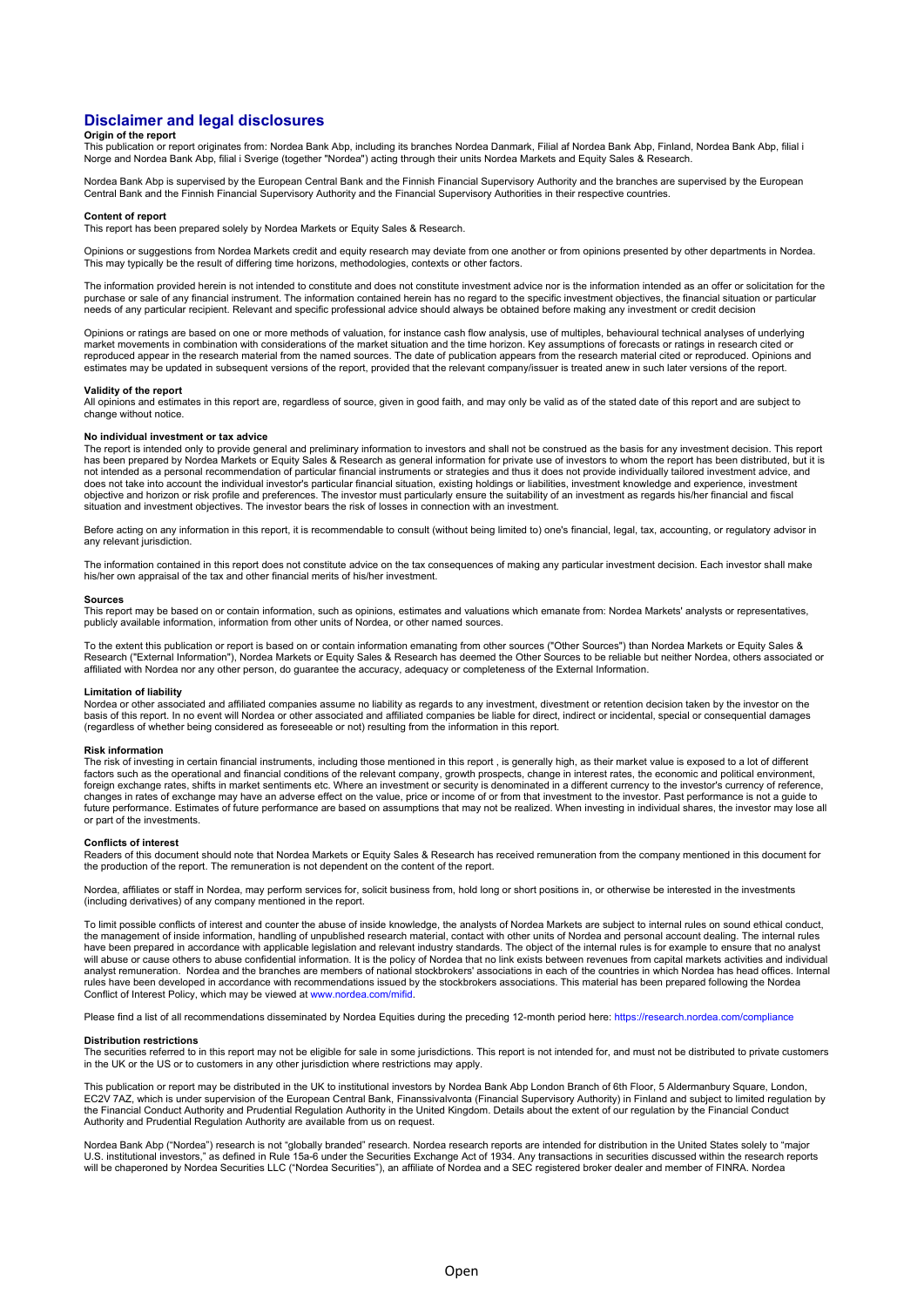# Disclaimer and legal disclosures

**Origin of the report**

This publication or report originates from: Nordea Bank Abp, including its branches Nordea Danmark, Filial af Nordea Bank Abp, Finland, Nordea Bank Abp, filial i Norge and Nordea Bank Abp, filial i Sverige (together "Nordea") acting through their units Nordea Markets and Equity Sales & Research.

Nordea Bank Abp is supervised by the European Central Bank and the Finnish Financial Supervisory Authority and the branches are supervised by the European Central Bank and the Finnish Financial Supervisory Authority and the Financial Supervisory Authorities in their respective countries.

**Content of report**

This report has been prepared solely by Nordea Markets or Equity Sales & Research.

Opinions or suggestions from Nordea Markets credit and equity research may deviate from one another or from opinions presented by other departments in Nordea. This may typically be the result of differing time horizons, methodologies, contexts or other factors.

The information provided herein is not intended to constitute and does not constitute investment advice nor is the information intended as an offer or solicitation for the purchase or sale of any financial instrument. The information contained herein has no regard to the specific investment objectives, the financial situation or particular needs of any particular recipient. Relevant and specific professional advice should always be obtained before making any investment or credit decision

Opinions or ratings are based on one or more methods of valuation, for instance cash flow analysis, use of multiples, behavioural technical analyses of underlying market movements in combination with considerations of the market situation and the time horizon. Key assumptions of forecasts or ratings in research cited or reproduced appear in the research material from the named sources. The date of publication appears from the research material cited or reproduced. Opinions and estimates may be updated in subsequent versions of the report, provided that the relevant company/issuer is treated anew in such later versions of the report.

**Validity of the report**

All opinions and estimates in this report are, regardless of source, given in good faith, and may only be valid as of the stated date of this report and are subject to change without notice.

**No individual investment or tax advice**

The report is intended only to provide general and preliminary information to investors and shall not be construed as the basis for any investment decision. This report has been prepared by Nordea Markets or Equity Sales & Research as general information for private use of investors to whom the report has been distributed, but it is not intended as a personal recommendation of particular financial instruments or strategies and thus it does not provide individually tailored investment advice, and does not take into account the individual investor's particular financial situation, existing holdings or liabilities, investment knowledge and experience, investment objective and horizon or risk profile and preferences. The investor must particularly ensure the suitability of an investment as regards his/her financial and fiscal situation and investment objectives. The investor bears the risk of losses in connection with an investment.

Before acting on any information in this report, it is recommendable to consult (without being limited to) one's financial, legal, tax, accounting, or regulatory advisor in any relevant jurisdiction.

The information contained in this report does not constitute advice on the tax consequences of making any particular investment decision. Each investor shall make his/her own appraisal of the tax and other financial merits of his/her investment.

**Sources**

This report may be based on or contain information, such as opinions, estimates and valuations which emanate from: Nordea Markets' analysts or representatives, publicly available information, information from other units of Nordea, or other named sources.

To the extent this publication or report is based on or contain information emanating from other sources ("Other Sources") than Nordea Markets or Equity Sales & Research ("External Information"), Nordea Markets or Equity Sales & Research has deemed the Other Sources to be reliable but neither Nordea, others associated or affiliated with Nordea nor any other person, do guarantee the accuracy, adequacy or completeness of the External Information.

**Limitation of liability**

Nordea or other associated and affiliated companies assume no liability as regards to any investment, divestment or retention decision taken by the investor on the basis of this report. In no event will Nordea or other associated and affiliated companies be liable for direct, indirect or incidental, special or consequential damages (regardless of whether being considered as foreseeable or not) resulting from the information in this report.

**Risk information**

The risk of investing in certain financial instruments, including those mentioned in this report , is generally high, as their market value is exposed to a lot of different factors such as the operational and financial conditions of the relevant company, growth prospects, change in interest rates, the economic and political environment, foreign exchange rates, shifts in market sentiments etc. Where an investment or security is denominated in a different currency to the investor's currency of reference, changes in rates of exchange may have an adverse effect on the value, price or income of or from that investment to the investor. Past performance is not a guide to future performance. Estimates of future performance are based on assumptions that may not be realized. When investing in individual shares, the investor may lose all or part of the investments.

**Conflicts of interest**

Readers of this document should note that Nordea Markets or Equity Sales & Research has received remuneration from the company mentioned in this document for the production of the report. The remuneration is not dependent on the content of the report.

Nordea, affiliates or staff in Nordea, may perform services for, solicit business from, hold long or short positions in, or otherwise be interested in the investments (including derivatives) of any company mentioned in the report.

To limit possible conflicts of interest and counter the abuse of inside knowledge, the analysts of Nordea Markets are subject to internal rules on sound ethical conduct, the management of inside information, handling of unpublished research material, contact with other units of Nordea and personal account dealing. The internal rules have been prepared in accordance with applicable legislation and relevant industry standards. The object of the internal rules is for example to ensure that no analyst will abuse or cause others to abuse confidential information. It is the policy of Nordea that no link exists between revenues from capital markets activities and individual analyst remuneration. Nordea and the branches are members of national stockbrokers' associations in each of the countries in which Nordea has head offices. Internal rules have been developed in accordance with recommendations issued by the stockbrokers associations. This material has been prepared following the Nordea Conflict of Interest Policy, which may be viewed at www.nordea.com/mifid.

Please find a list of all recommendations disseminated by Nordea Equities during the preceding 12-month period here: https://research.nordea.com/compliance

**Distribution restrictions**

The securities referred to in this report may not be eligible for sale in some jurisdictions. This report is not intended for, and must not be distributed to private customers in the UK or the US or to customers in any other jurisdiction where restrictions may apply.

This publication or report may be distributed in the UK to institutional investors by Nordea Bank Abp London Branch of 6th Floor, 5 Aldermanbury Square, London, EC2V 7AZ, which is under supervision of the European Central Bank, Finanssivalvonta (Financial Supervisory Authority) in Finland and subject to limited regulation by the Financial Conduct Authority and Prudential Regulation Authority in the United Kingdom. Details about the extent of our regulation by the Financial Conduct Authority and Prudential Regulation Authority are available from us on request.

Nordea Bank Abp ("Nordea") research is not "globally branded" research. Nordea research reports are intended for distribution in the United States solely to "major U.S. institutional investors," as defined in Rule 15a-6 under the Securities Exchange Act of 1934. Any transactions in securities discussed within the research reports will be chaperoned by Nordea Securities LLC ("Nordea Securities"), an affiliate of Nordea and a SEC registered broker dealer and member of FINRA. Nordea

Open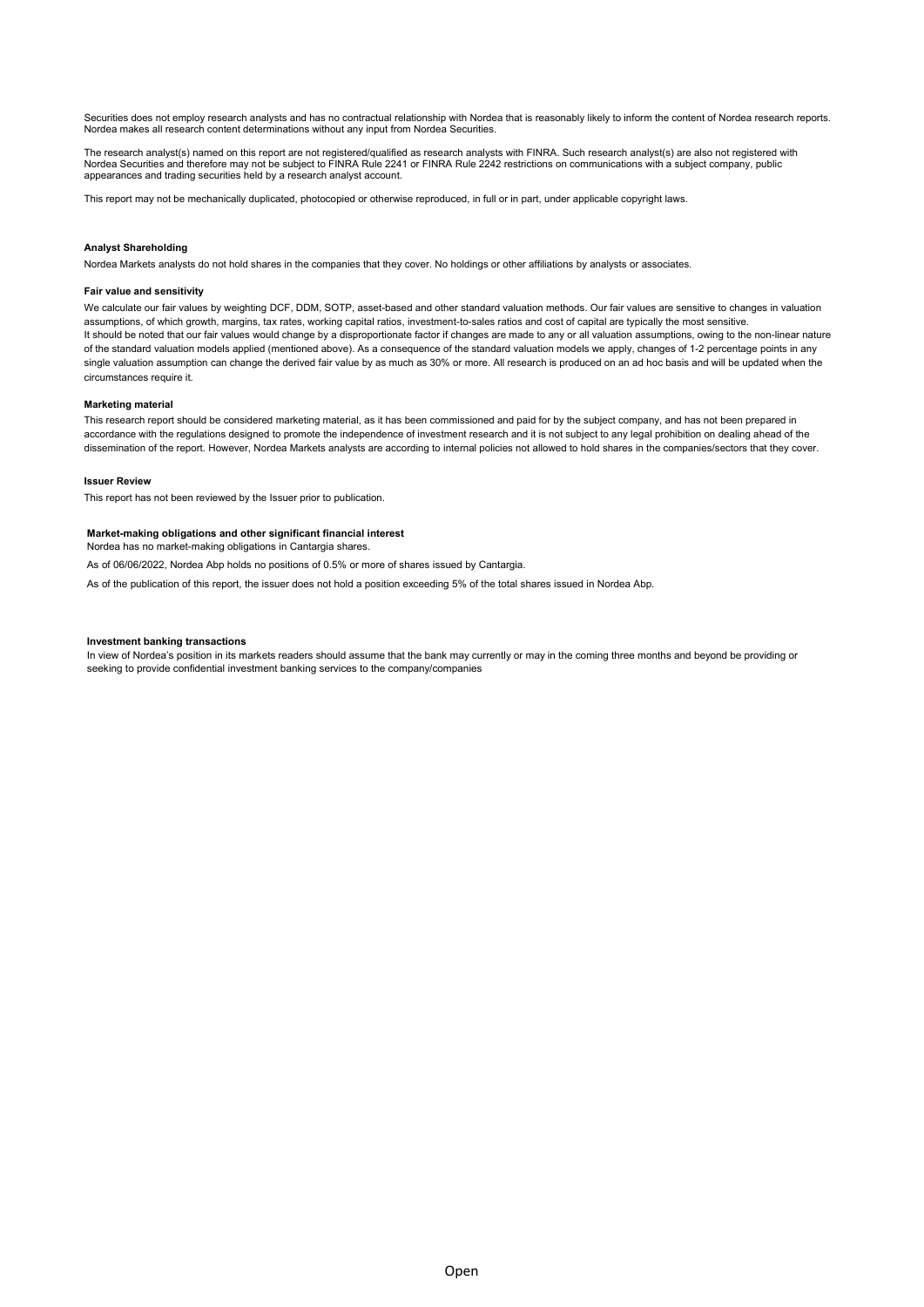Securities does not employ research analysts and has no contractual relationship with Nordea that is reasonably likely to inform the content of Nordea research reports. Nordea makes all research content determinations without any input from Nordea Securities.

The research analyst(s) named on this report are not registered/qualified as research analysts with FINRA. Such research analyst(s) are also not registered with Nordea Securities and therefore may not be subject to FINRA Rule 2241 or FINRA Rule 2242 restrictions on communications with a subject company, public appearances and trading securities held by a research analyst account.

This report may not be mechanically duplicated, photocopied or otherwise reproduced, in full or in part, under applicable copyright laws.

**Analyst Shareholding**

Nordea Markets analysts do not hold shares in the companies that they cover. No holdings or other affiliations by analysts or associates.

**Fair value and sensitivity**

We calculate our fair values by weighting DCF, DDM, SOTP, asset-based and other standard valuation methods. Our fair values are sensitive to changes in valuation assumptions, of which growth, margins, tax rates, working capital ratios, investment-to-sales ratios and cost of capital are typically the most sensitive.
It should be noted that our fair values would change by a disproportionate factor if changes are made to any or all valuation assumptions, owing to the non-linear nature of the standard valuation models applied (mentioned above). As a consequence of the standard valuation models we apply, changes of 1-2 percentage points in any single valuation assumption can change the derived fair value by as much as 30% or more. All research is produced on an ad hoc basis and will be updated when the circumstances require it.

**Marketing material**

This research report should be considered marketing material, as it has been commissioned and paid for by the subject company, and has not been prepared in accordance with the regulations designed to promote the independence of investment research and it is not subject to any legal prohibition on dealing ahead of the dissemination of the report. However, Nordea Markets analysts are according to internal policies not allowed to hold shares in the companies/sectors that they cover.

**Issuer Review**

This report has not been reviewed by the Issuer prior to publication.

**Market-making obligations and other significant financial interest**

Nordea has no market-making obligations in Cantargia shares.

As of 06/06/2022, Nordea Abp holds no positions of 0.5% or more of shares issued by Cantargia.

As of the publication of this report, the issuer does not hold a position exceeding 5% of the total shares issued in Nordea Abp.

**Investment banking transactions**

In view of Nordea's position in its markets readers should assume that the bank may currently or may in the coming three months and beyond be providing or seeking to provide confidential investment banking services to the company/companies

Open